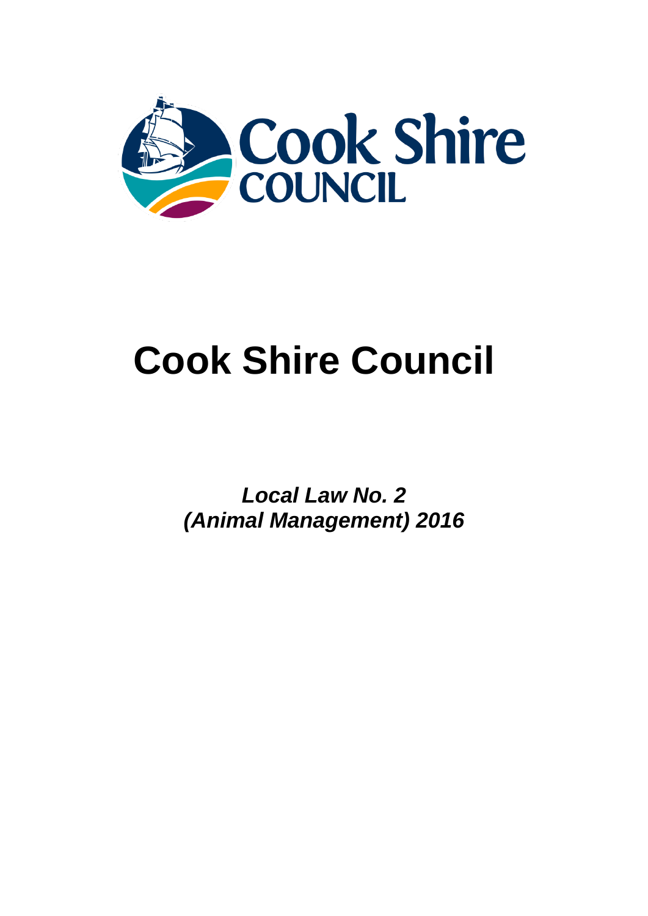# Cook Shire Council

***Local Law No. 2***
***(Animal Management) 2016***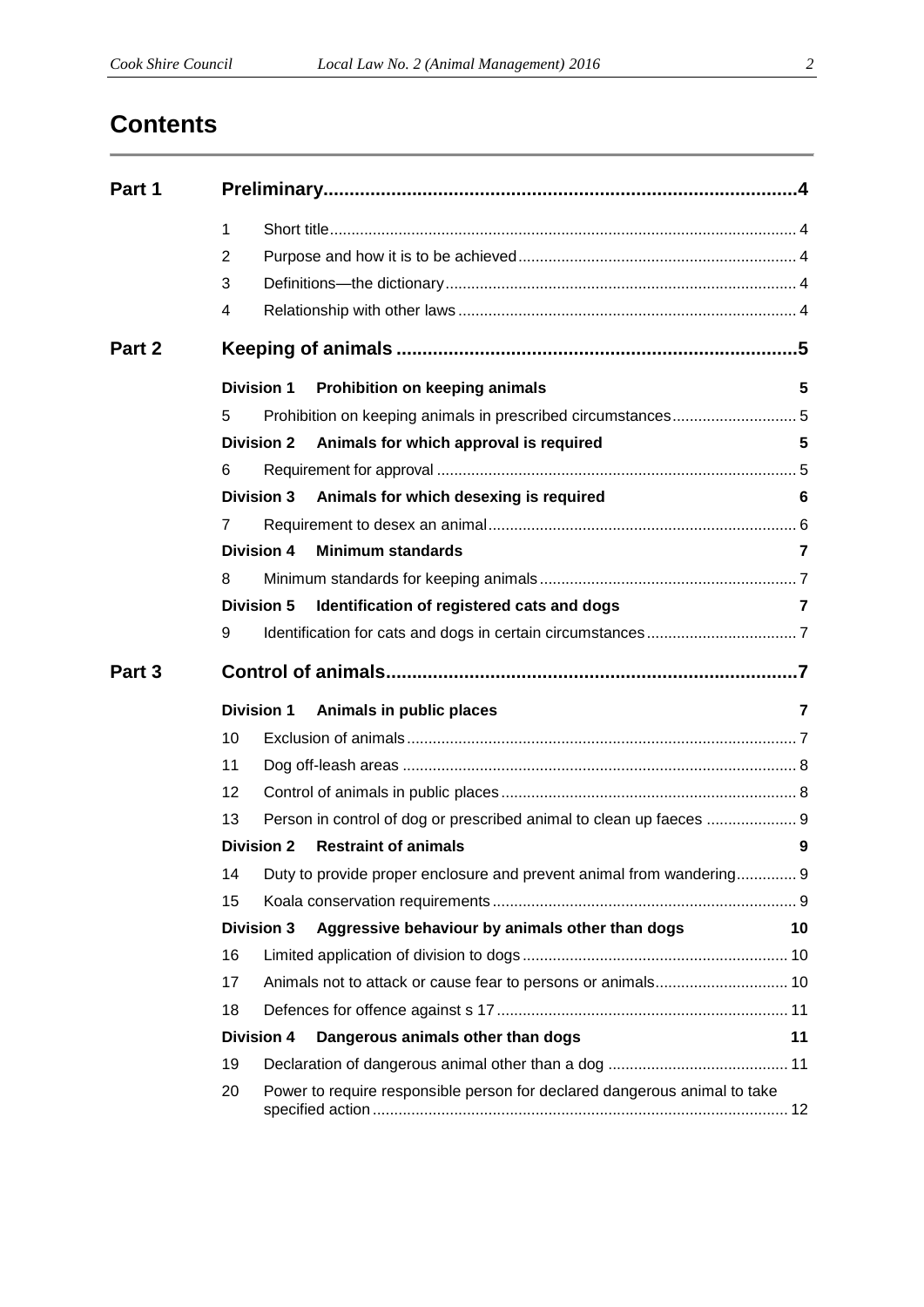# Contents

**Part 1 Preliminary** ....................................................................................4

1 Short title ....................................................................................4
2 Purpose and how it is to be achieved ....................................................................................4
3 Definitions—the dictionary ....................................................................................4
4 Relationship with other laws ....................................................................................4

**Part 2 Keeping of animals** ....................................................................................5

**Division 1 Prohibition on keeping animals** 5

5 Prohibition on keeping animals in prescribed circumstances ....................................................................................5

**Division 2 Animals for which approval is required** 5

6 Requirement for approval ....................................................................................5

**Division 3 Animals for which desexing is required** 6

7 Requirement to desex an animal ....................................................................................6

**Division 4 Minimum standards** 7

8 Minimum standards for keeping animals ....................................................................................7

**Division 5 Identification of registered cats and dogs** 7

9 Identification for cats and dogs in certain circumstances ....................................................................................7

**Part 3 Control of animals** ....................................................................................7

**Division 1 Animals in public places** 7

10 Exclusion of animals ....................................................................................7
11 Dog off-leash areas ....................................................................................8
12 Control of animals in public places ....................................................................................8
13 Person in control of dog or prescribed animal to clean up faeces ....................................................................................9

**Division 2 Restraint of animals** 9

14 Duty to provide proper enclosure and prevent animal from wandering ....................................................................................9
15 Koala conservation requirements ....................................................................................9

**Division 3 Aggressive behaviour by animals other than dogs** 10

16 Limited application of division to dogs ....................................................................................10
17 Animals not to attack or cause fear to persons or animals ....................................................................................10
18 Defences for offence against s 17 ....................................................................................11

**Division 4 Dangerous animals other than dogs** 11

19 Declaration of dangerous animal other than a dog ....................................................................................11
20 Power to require responsible person for declared dangerous animal to take specified action ....................................................................................12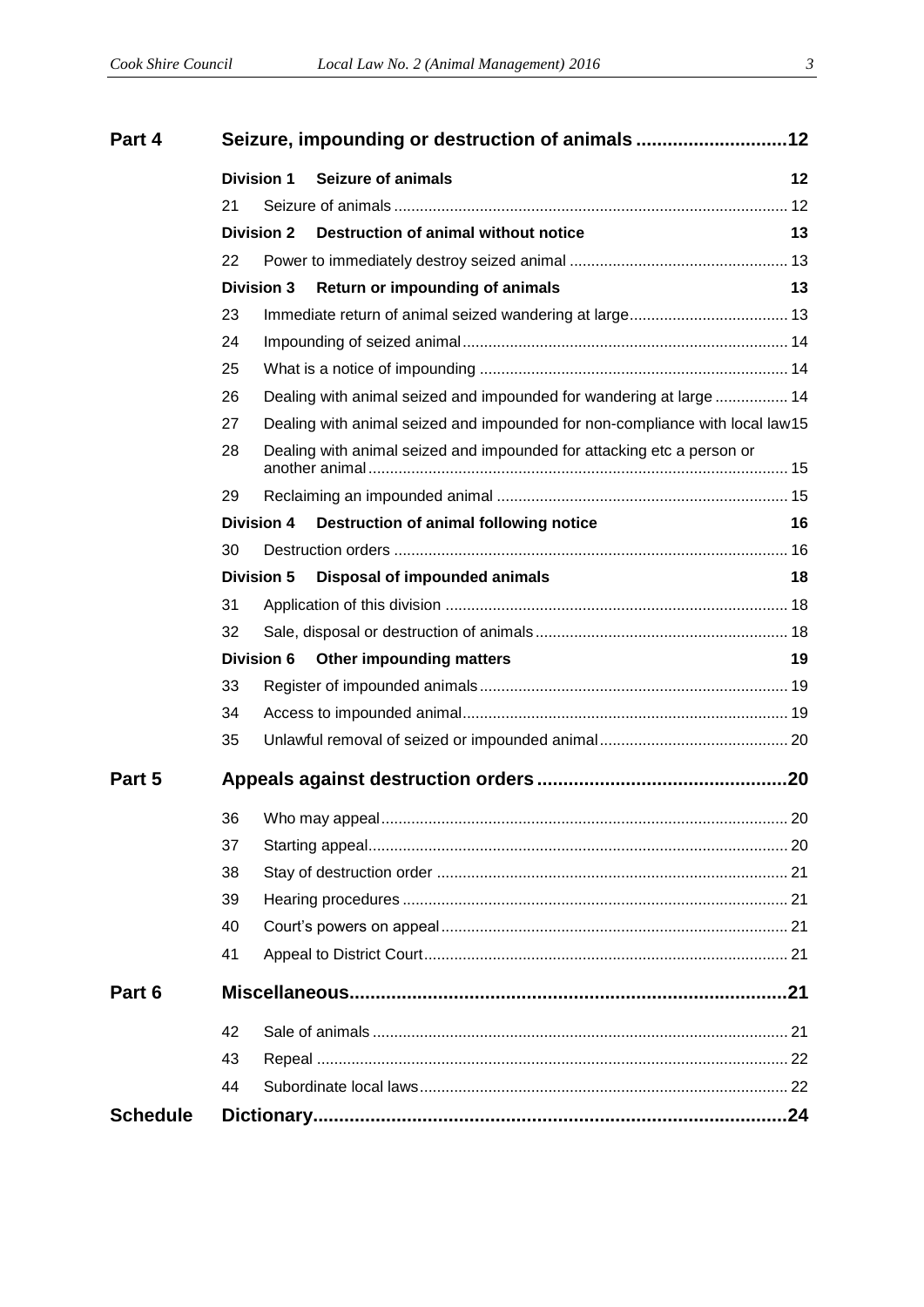| | | | |
|---|---|---|---|
| **Part 4** | **Seizure, impounding or destruction of animals** | | **12** |
| | **Division 1** | **Seizure of animals** | **12** |
| | 21 | Seizure of animals | 12 |
| | **Division 2** | **Destruction of animal without notice** | **13** |
| | 22 | Power to immediately destroy seized animal | 13 |
| | **Division 3** | **Return or impounding of animals** | **13** |
| | 23 | Immediate return of animal seized wandering at large | 13 |
| | 24 | Impounding of seized animal | 14 |
| | 25 | What is a notice of impounding | 14 |
| | 26 | Dealing with animal seized and impounded for wandering at large | 14 |
| | 27 | Dealing with animal seized and impounded for non-compliance with local law | 15 |
| | 28 | Dealing with animal seized and impounded for attacking etc a person or another animal | 15 |
| | 29 | Reclaiming an impounded animal | 15 |
| | **Division 4** | **Destruction of animal following notice** | **16** |
| | 30 | Destruction orders | 16 |
| | **Division 5** | **Disposal of impounded animals** | **18** |
| | 31 | Application of this division | 18 |
| | 32 | Sale, disposal or destruction of animals | 18 |
| | **Division 6** | **Other impounding matters** | **19** |
| | 33 | Register of impounded animals | 19 |
| | 34 | Access to impounded animal | 19 |
| | 35 | Unlawful removal of seized or impounded animal | 20 |
| **Part 5** | **Appeals against destruction orders** | | **20** |
| | 36 | Who may appeal | 20 |
| | 37 | Starting appeal | 20 |
| | 38 | Stay of destruction order | 21 |
| | 39 | Hearing procedures | 21 |
| | 40 | Court's powers on appeal | 21 |
| | 41 | Appeal to District Court | 21 |
| **Part 6** | **Miscellaneous** | | **21** |
| | 42 | Sale of animals | 21 |
| | 43 | Repeal | 22 |
| | 44 | Subordinate local laws | 22 |
| **Schedule** | **Dictionary** | | **24** |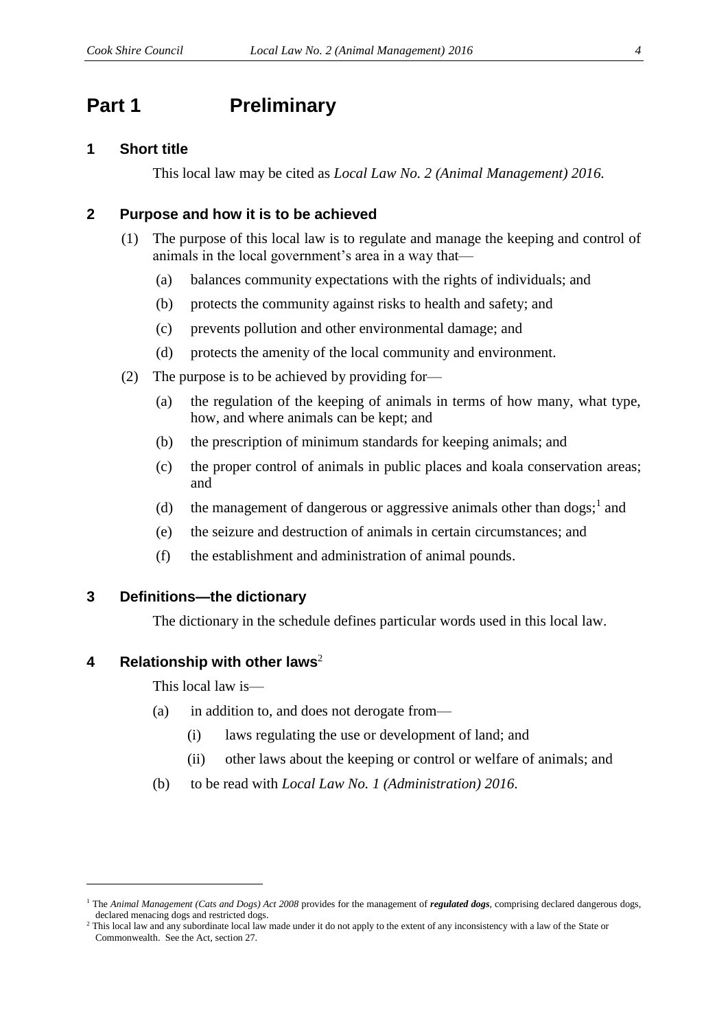# Part 1 Preliminary

## 1 Short title

This local law may be cited as *Local Law No. 2 (Animal Management) 2016.*

## 2 Purpose and how it is to be achieved

(1) The purpose of this local law is to regulate and manage the keeping and control of animals in the local government's area in a way that—

- (a) balances community expectations with the rights of individuals; and
- (b) protects the community against risks to health and safety; and
- (c) prevents pollution and other environmental damage; and
- (d) protects the amenity of the local community and environment.

(2) The purpose is to be achieved by providing for—

- (a) the regulation of the keeping of animals in terms of how many, what type, how, and where animals can be kept; and
- (b) the prescription of minimum standards for keeping animals; and
- (c) the proper control of animals in public places and koala conservation areas; and
- (d) the management of dangerous or aggressive animals other than dogs;[1] and
- (e) the seizure and destruction of animals in certain circumstances; and
- (f) the establishment and administration of animal pounds.

## 3 Definitions—the dictionary

The dictionary in the schedule defines particular words used in this local law.

## 4 Relationship with other laws[2]

This local law is—

- (a) in addition to, and does not derogate from—
  - (i) laws regulating the use or development of land; and
  - (ii) other laws about the keeping or control or welfare of animals; and
- (b) to be read with *Local Law No. 1 (Administration) 2016*.

---

[1] The *Animal Management (Cats and Dogs) Act 2008* provides for the management of ***regulated dogs***, comprising declared dangerous dogs, declared menacing dogs and restricted dogs.

[2] This local law and any subordinate local law made under it do not apply to the extent of any inconsistency with a law of the State or Commonwealth. See the Act, section 27.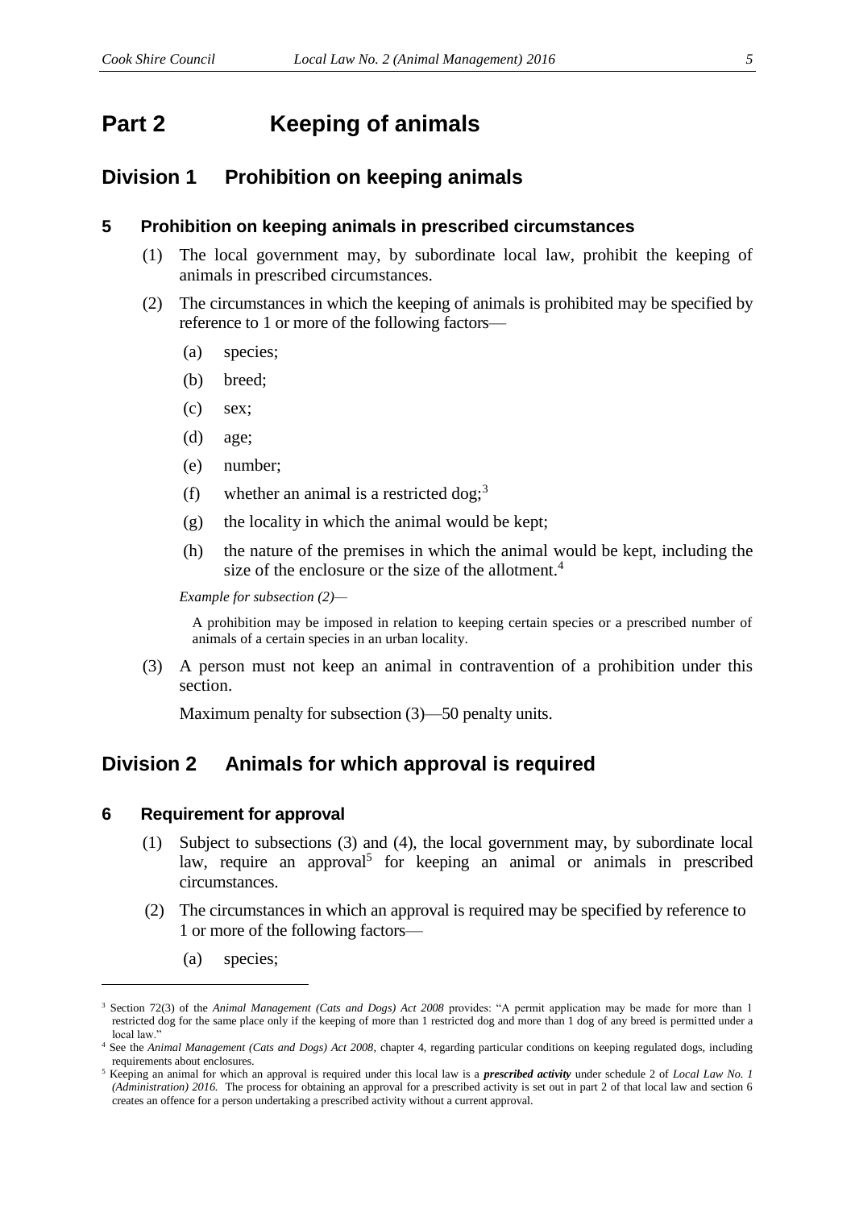# Part 2 Keeping of animals

## Division 1 Prohibition on keeping animals

### 5 Prohibition on keeping animals in prescribed circumstances

(1) The local government may, by subordinate local law, prohibit the keeping of animals in prescribed circumstances.

(2) The circumstances in which the keeping of animals is prohibited may be specified by reference to 1 or more of the following factors—

- (a) species;
- (b) breed;
- (c) sex;
- (d) age;
- (e) number;
- (f) whether an animal is a restricted dog;[3]
- (g) the locality in which the animal would be kept;
- (h) the nature of the premises in which the animal would be kept, including the size of the enclosure or the size of the allotment.[4]

*Example for subsection (2)—*

A prohibition may be imposed in relation to keeping certain species or a prescribed number of animals of a certain species in an urban locality.

(3) A person must not keep an animal in contravention of a prohibition under this section.

Maximum penalty for subsection (3)—50 penalty units.

## Division 2 Animals for which approval is required

### 6 Requirement for approval

(1) Subject to subsections (3) and (4), the local government may, by subordinate local law, require an approval[5] for keeping an animal or animals in prescribed circumstances.

(2) The circumstances in which an approval is required may be specified by reference to 1 or more of the following factors—

- (a) species;

---

[3] Section 72(3) of the *Animal Management (Cats and Dogs) Act 2008* provides: "A permit application may be made for more than 1 restricted dog for the same place only if the keeping of more than 1 restricted dog and more than 1 dog of any breed is permitted under a local law."

[4] See the *Animal Management (Cats and Dogs) Act 2008*, chapter 4, regarding particular conditions on keeping regulated dogs, including requirements about enclosures.

[5] Keeping an animal for which an approval is required under this local law is a ***prescribed activity*** under schedule 2 of *Local Law No. 1 (Administration) 2016.* The process for obtaining an approval for a prescribed activity is set out in part 2 of that local law and section 6 creates an offence for a person undertaking a prescribed activity without a current approval.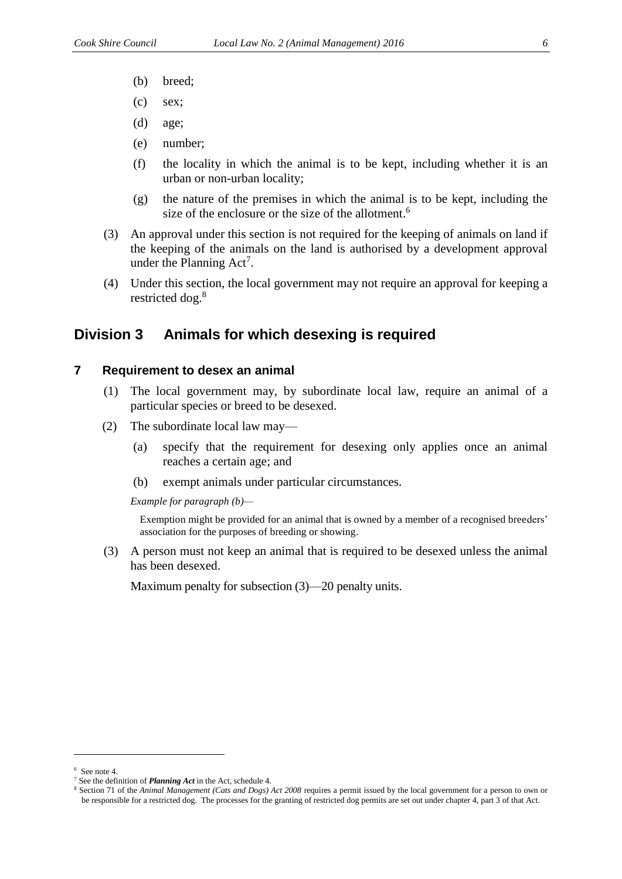(b) breed;

(c) sex;

(d) age;

(e) number;

(f) the locality in which the animal is to be kept, including whether it is an urban or non-urban locality;

(g) the nature of the premises in which the animal is to be kept, including the size of the enclosure or the size of the allotment.[6]

(3) An approval under this section is not required for the keeping of animals on land if the keeping of the animals on the land is authorised by a development approval under the Planning Act[7].

(4) Under this section, the local government may not require an approval for keeping a restricted dog.[8]

## Division 3 Animals for which desexing is required

### 7 Requirement to desex an animal

(1) The local government may, by subordinate local law, require an animal of a particular species or breed to be desexed.

(2) The subordinate local law may—

(a) specify that the requirement for desexing only applies once an animal reaches a certain age; and

(b) exempt animals under particular circumstances.

*Example for paragraph (b)—*

Exemption might be provided for an animal that is owned by a member of a recognised breeders' association for the purposes of breeding or showing.

(3) A person must not keep an animal that is required to be desexed unless the animal has been desexed.

Maximum penalty for subsection (3)—20 penalty units.

---

[6] See note 4.

[7] See the definition of ***Planning Act*** in the Act, schedule 4.

[8] Section 71 of the *Animal Management (Cats and Dogs) Act 2008* requires a permit issued by the local government for a person to own or be responsible for a restricted dog. The processes for the granting of restricted dog permits are set out under chapter 4, part 3 of that Act.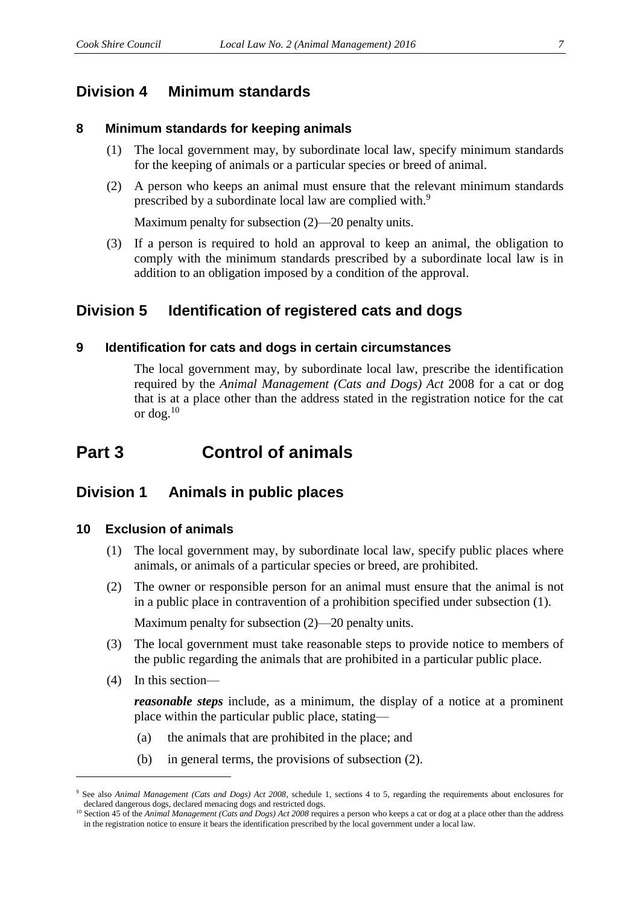## Division 4 Minimum standards

### 8 Minimum standards for keeping animals

(1) The local government may, by subordinate local law, specify minimum standards for the keeping of animals or a particular species or breed of animal.

(2) A person who keeps an animal must ensure that the relevant minimum standards prescribed by a subordinate local law are complied with.[9]

Maximum penalty for subsection (2)—20 penalty units.

(3) If a person is required to hold an approval to keep an animal, the obligation to comply with the minimum standards prescribed by a subordinate local law is in addition to an obligation imposed by a condition of the approval.

## Division 5 Identification of registered cats and dogs

### 9 Identification for cats and dogs in certain circumstances

The local government may, by subordinate local law, prescribe the identification required by the *Animal Management (Cats and Dogs) Act* 2008 for a cat or dog that is at a place other than the address stated in the registration notice for the cat or dog.[10]

# Part 3 Control of animals

## Division 1 Animals in public places

### 10 Exclusion of animals

(1) The local government may, by subordinate local law, specify public places where animals, or animals of a particular species or breed, are prohibited.

(2) The owner or responsible person for an animal must ensure that the animal is not in a public place in contravention of a prohibition specified under subsection (1).

Maximum penalty for subsection (2)—20 penalty units.

(3) The local government must take reasonable steps to provide notice to members of the public regarding the animals that are prohibited in a particular public place.

(4) In this section—

***reasonable steps*** include, as a minimum, the display of a notice at a prominent place within the particular public place, stating—

(a) the animals that are prohibited in the place; and

(b) in general terms, the provisions of subsection (2).

---

[9] See also *Animal Management (Cats and Dogs) Act 2008*, schedule 1, sections 4 to 5, regarding the requirements about enclosures for declared dangerous dogs, declared menacing dogs and restricted dogs.

[10] Section 45 of the *Animal Management (Cats and Dogs) Act 2008* requires a person who keeps a cat or dog at a place other than the address in the registration notice to ensure it bears the identification prescribed by the local government under a local law.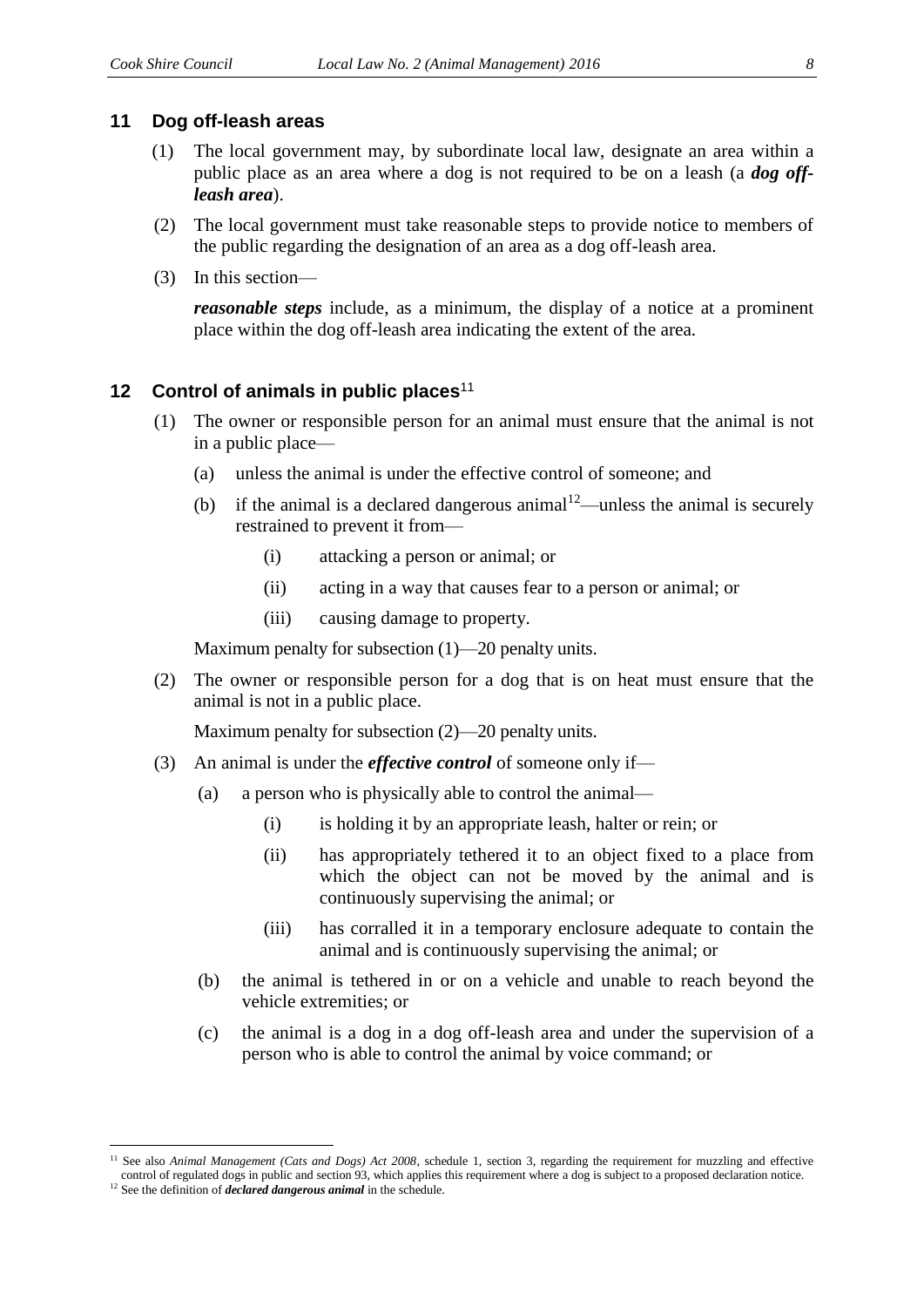## 11 Dog off-leash areas

(1) The local government may, by subordinate local law, designate an area within a public place as an area where a dog is not required to be on a leash (a ***dog off-leash area***).

(2) The local government must take reasonable steps to provide notice to members of the public regarding the designation of an area as a dog off-leash area.

(3) In this section—

***reasonable steps*** include, as a minimum, the display of a notice at a prominent place within the dog off-leash area indicating the extent of the area.

## 12 Control of animals in public places[11]

(1) The owner or responsible person for an animal must ensure that the animal is not in a public place—

(a) unless the animal is under the effective control of someone; and

(b) if the animal is a declared dangerous animal[12]—unless the animal is securely restrained to prevent it from—

(i) attacking a person or animal; or

(ii) acting in a way that causes fear to a person or animal; or

(iii) causing damage to property.

Maximum penalty for subsection (1)—20 penalty units.

(2) The owner or responsible person for a dog that is on heat must ensure that the animal is not in a public place.

Maximum penalty for subsection (2)—20 penalty units.

(3) An animal is under the ***effective control*** of someone only if—

(a) a person who is physically able to control the animal—

(i) is holding it by an appropriate leash, halter or rein; or

(ii) has appropriately tethered it to an object fixed to a place from which the object can not be moved by the animal and is continuously supervising the animal; or

(iii) has corralled it in a temporary enclosure adequate to contain the animal and is continuously supervising the animal; or

(b) the animal is tethered in or on a vehicle and unable to reach beyond the vehicle extremities; or

(c) the animal is a dog in a dog off-leash area and under the supervision of a person who is able to control the animal by voice command; or

---

[11] See also *Animal Management (Cats and Dogs) Act 2008*, schedule 1, section 3, regarding the requirement for muzzling and effective control of regulated dogs in public and section 93, which applies this requirement where a dog is subject to a proposed declaration notice.

[12] See the definition of ***declared dangerous animal*** in the schedule.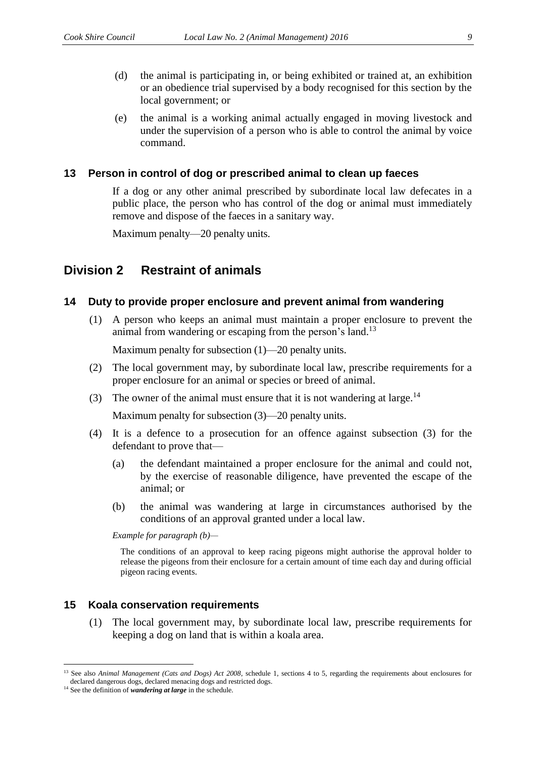(d) the animal is participating in, or being exhibited or trained at, an exhibition or an obedience trial supervised by a body recognised for this section by the local government; or

(e) the animal is a working animal actually engaged in moving livestock and under the supervision of a person who is able to control the animal by voice command.

### 13 Person in control of dog or prescribed animal to clean up faeces

If a dog or any other animal prescribed by subordinate local law defecates in a public place, the person who has control of the dog or animal must immediately remove and dispose of the faeces in a sanitary way.

Maximum penalty—20 penalty units.

## Division 2 Restraint of animals

### 14 Duty to provide proper enclosure and prevent animal from wandering

(1) A person who keeps an animal must maintain a proper enclosure to prevent the animal from wandering or escaping from the person's land.[13]

Maximum penalty for subsection (1)—20 penalty units.

(2) The local government may, by subordinate local law, prescribe requirements for a proper enclosure for an animal or species or breed of animal.

(3) The owner of the animal must ensure that it is not wandering at large.[14]

Maximum penalty for subsection (3)—20 penalty units.

(4) It is a defence to a prosecution for an offence against subsection (3) for the defendant to prove that—

(a) the defendant maintained a proper enclosure for the animal and could not, by the exercise of reasonable diligence, have prevented the escape of the animal; or

(b) the animal was wandering at large in circumstances authorised by the conditions of an approval granted under a local law.

*Example for paragraph (b)—*

The conditions of an approval to keep racing pigeons might authorise the approval holder to release the pigeons from their enclosure for a certain amount of time each day and during official pigeon racing events.

### 15 Koala conservation requirements

(1) The local government may, by subordinate local law, prescribe requirements for keeping a dog on land that is within a koala area.

---

[13] See also *Animal Management (Cats and Dogs) Act 2008*, schedule 1, sections 4 to 5, regarding the requirements about enclosures for declared dangerous dogs, declared menacing dogs and restricted dogs.

[14] See the definition of ***wandering at large*** in the schedule.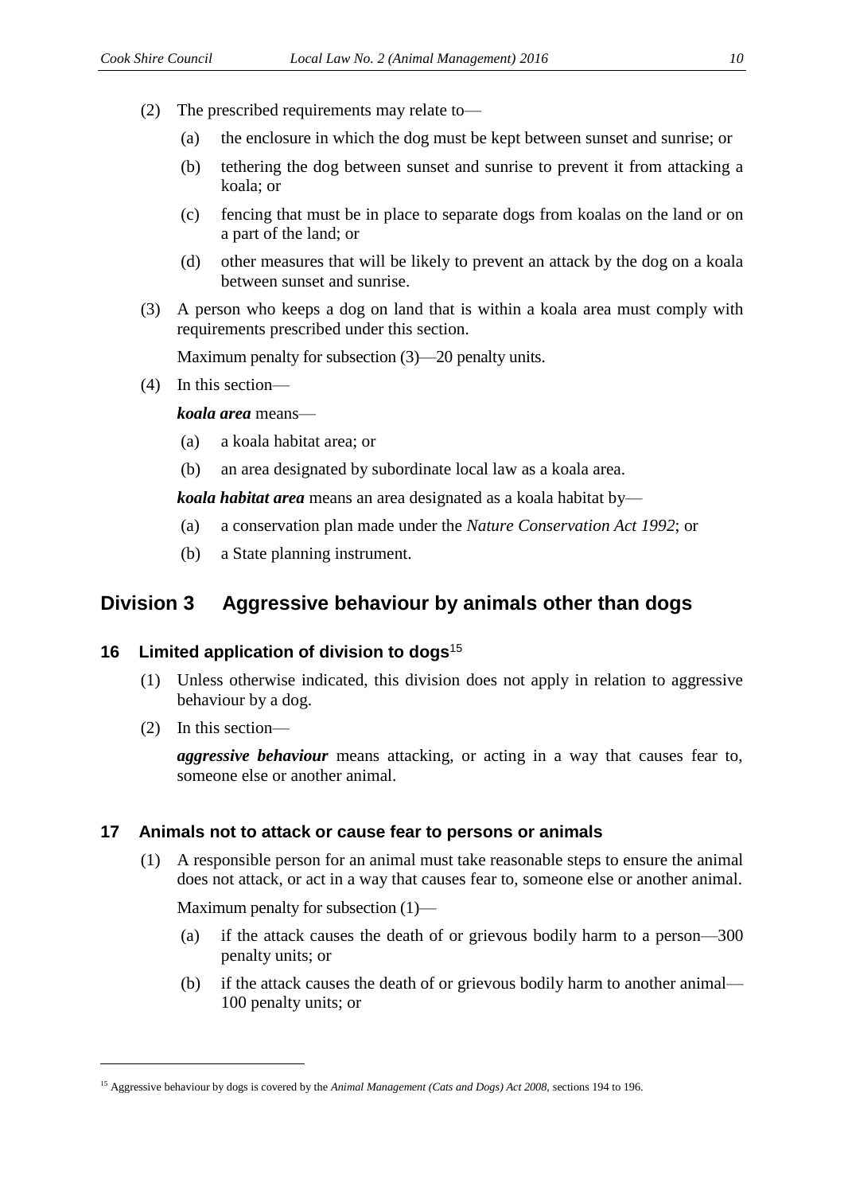(2) The prescribed requirements may relate to—

(a) the enclosure in which the dog must be kept between sunset and sunrise; or

(b) tethering the dog between sunset and sunrise to prevent it from attacking a koala; or

(c) fencing that must be in place to separate dogs from koalas on the land or on a part of the land; or

(d) other measures that will be likely to prevent an attack by the dog on a koala between sunset and sunrise.

(3) A person who keeps a dog on land that is within a koala area must comply with requirements prescribed under this section.

Maximum penalty for subsection (3)—20 penalty units.

(4) In this section—

***koala area*** means—

(a) a koala habitat area; or

(b) an area designated by subordinate local law as a koala area.

***koala habitat area*** means an area designated as a koala habitat by—

(a) a conservation plan made under the *Nature Conservation Act 1992*; or

(b) a State planning instrument.

## Division 3 Aggressive behaviour by animals other than dogs

### 16 Limited application of division to dogs[15]

(1) Unless otherwise indicated, this division does not apply in relation to aggressive behaviour by a dog.

(2) In this section—

***aggressive behaviour*** means attacking, or acting in a way that causes fear to, someone else or another animal.

### 17 Animals not to attack or cause fear to persons or animals

(1) A responsible person for an animal must take reasonable steps to ensure the animal does not attack, or act in a way that causes fear to, someone else or another animal.

Maximum penalty for subsection (1)—

(a) if the attack causes the death of or grievous bodily harm to a person—300 penalty units; or

(b) if the attack causes the death of or grievous bodily harm to another animal—100 penalty units; or

---

[15] Aggressive behaviour by dogs is covered by the *Animal Management (Cats and Dogs) Act 2008*, sections 194 to 196.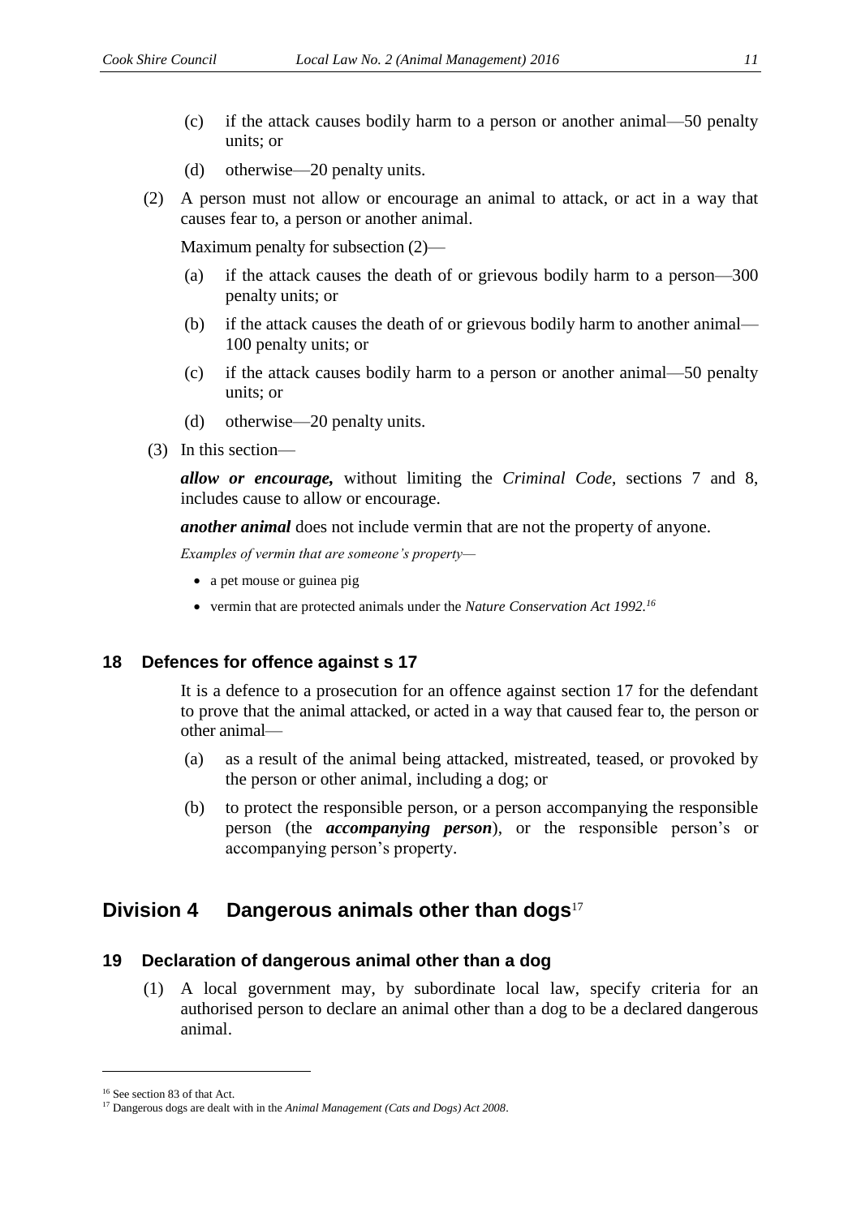(c) if the attack causes bodily harm to a person or another animal—50 penalty units; or

(d) otherwise—20 penalty units.

(2) A person must not allow or encourage an animal to attack, or act in a way that causes fear to, a person or another animal.

Maximum penalty for subsection (2)—

(a) if the attack causes the death of or grievous bodily harm to a person—300 penalty units; or

(b) if the attack causes the death of or grievous bodily harm to another animal—100 penalty units; or

(c) if the attack causes bodily harm to a person or another animal—50 penalty units; or

(d) otherwise—20 penalty units.

(3) In this section—

***allow or encourage,*** without limiting the *Criminal Code*, sections 7 and 8, includes cause to allow or encourage.

***another animal*** does not include vermin that are not the property of anyone.

*Examples of vermin that are someone's property—*

- a pet mouse or guinea pig
- vermin that are protected animals under the *Nature Conservation Act 1992.*[16]

### 18 Defences for offence against s 17

It is a defence to a prosecution for an offence against section 17 for the defendant to prove that the animal attacked, or acted in a way that caused fear to, the person or other animal—

(a) as a result of the animal being attacked, mistreated, teased, or provoked by the person or other animal, including a dog; or

(b) to protect the responsible person, or a person accompanying the responsible person (the ***accompanying person***), or the responsible person's or accompanying person's property.

## Division 4 Dangerous animals other than dogs[17]

### 19 Declaration of dangerous animal other than a dog

(1) A local government may, by subordinate local law, specify criteria for an authorised person to declare an animal other than a dog to be a declared dangerous animal.

---

[16] See section 83 of that Act.

[17] Dangerous dogs are dealt with in the *Animal Management (Cats and Dogs) Act 2008*.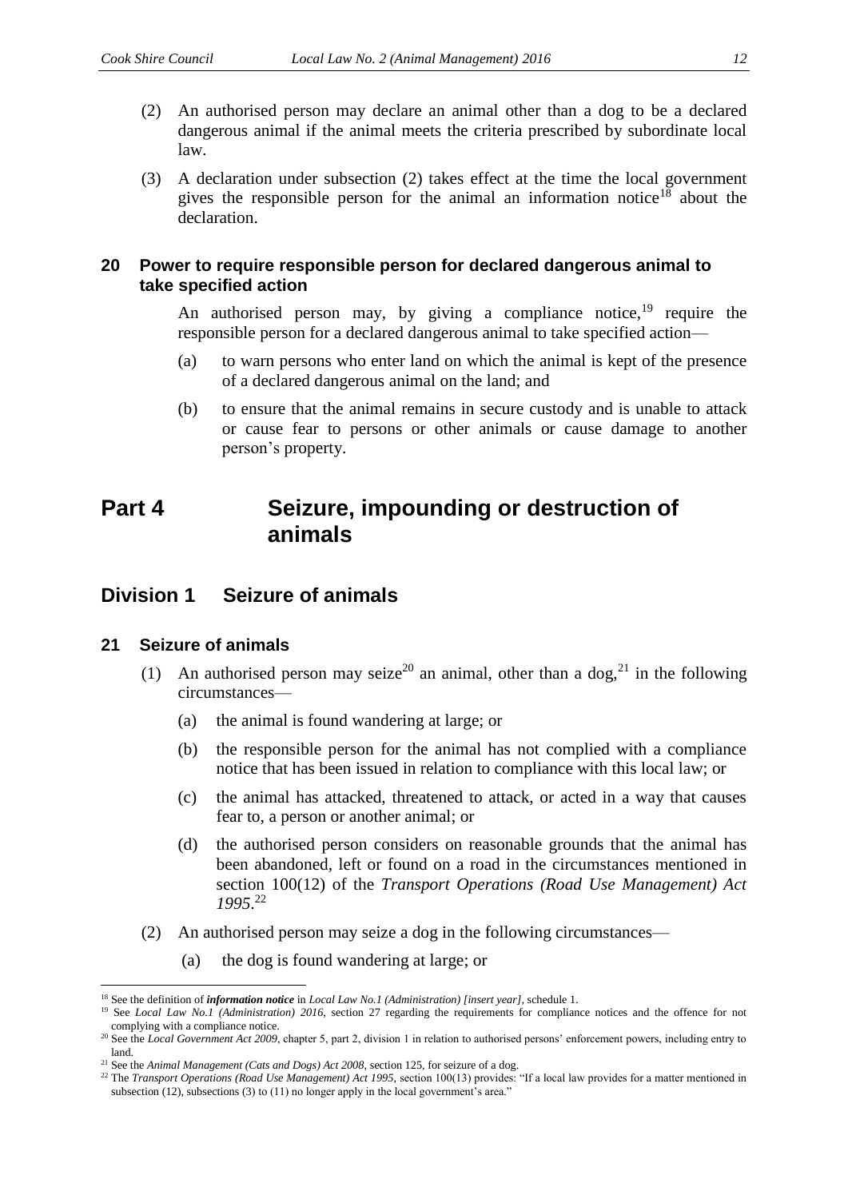(2) An authorised person may declare an animal other than a dog to be a declared dangerous animal if the animal meets the criteria prescribed by subordinate local law.

(3) A declaration under subsection (2) takes effect at the time the local government gives the responsible person for the animal an information notice[18] about the declaration.

### 20 Power to require responsible person for declared dangerous animal to take specified action

An authorised person may, by giving a compliance notice,[19] require the responsible person for a declared dangerous animal to take specified action—

(a) to warn persons who enter land on which the animal is kept of the presence of a declared dangerous animal on the land; and

(b) to ensure that the animal remains in secure custody and is unable to attack or cause fear to persons or other animals or cause damage to another person's property.

# Part 4 Seizure, impounding or destruction of animals

## Division 1 Seizure of animals

### 21 Seizure of animals

(1) An authorised person may seize[20] an animal, other than a dog,[21] in the following circumstances—

(a) the animal is found wandering at large; or

(b) the responsible person for the animal has not complied with a compliance notice that has been issued in relation to compliance with this local law; or

(c) the animal has attacked, threatened to attack, or acted in a way that causes fear to, a person or another animal; or

(d) the authorised person considers on reasonable grounds that the animal has been abandoned, left or found on a road in the circumstances mentioned in section 100(12) of the *Transport Operations (Road Use Management) Act 1995*.[22]

(2) An authorised person may seize a dog in the following circumstances—

(a) the dog is found wandering at large; or

---

[18] See the definition of ***information notice*** in *Local Law No.1 (Administration) [insert year]*, schedule 1.

[19] See *Local Law No.1 (Administration) 2016*, section 27 regarding the requirements for compliance notices and the offence for not complying with a compliance notice.

[20] See the *Local Government Act 2009*, chapter 5, part 2, division 1 in relation to authorised persons' enforcement powers, including entry to land.

[21] See the *Animal Management (Cats and Dogs) Act 2008*, section 125, for seizure of a dog.

[22] The *Transport Operations (Road Use Management) Act 1995*, section 100(13) provides: "If a local law provides for a matter mentioned in subsection (12), subsections (3) to (11) no longer apply in the local government's area."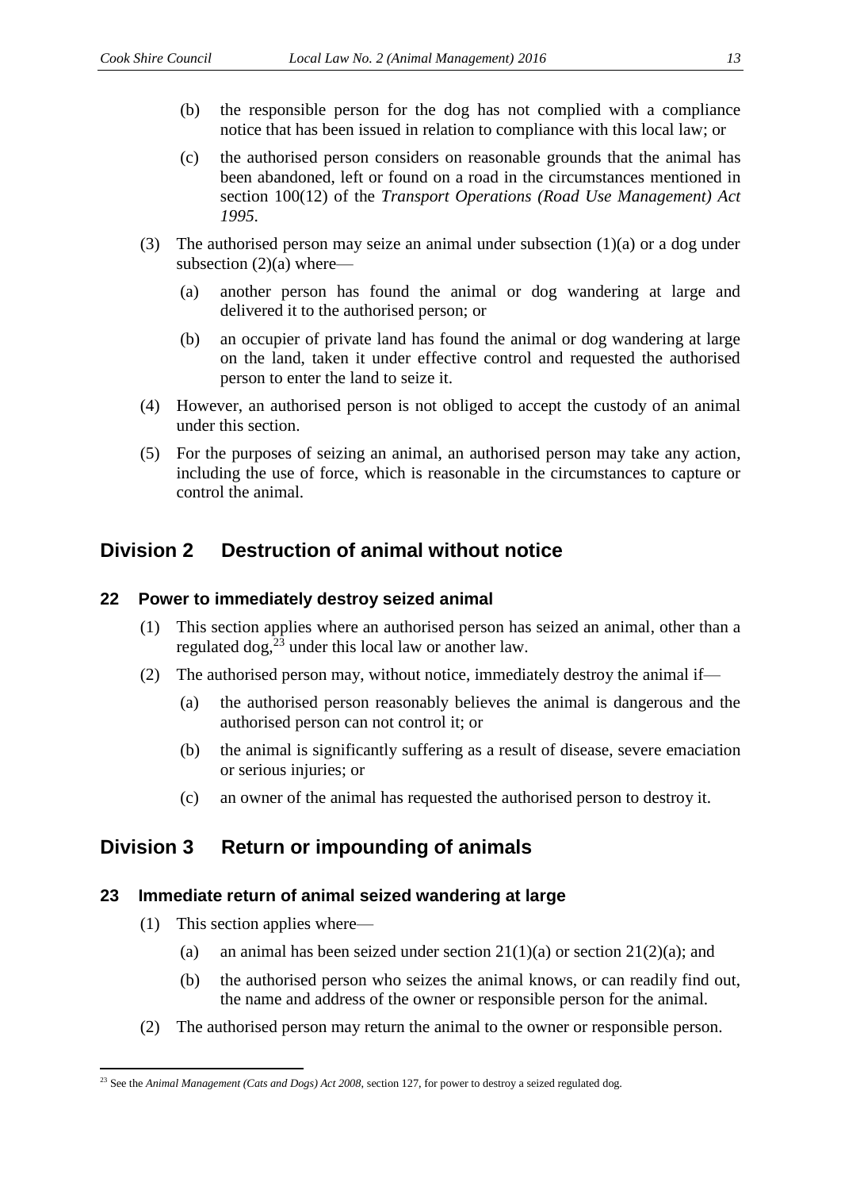(b) the responsible person for the dog has not complied with a compliance notice that has been issued in relation to compliance with this local law; or

(c) the authorised person considers on reasonable grounds that the animal has been abandoned, left or found on a road in the circumstances mentioned in section 100(12) of the *Transport Operations (Road Use Management) Act 1995*.

(3) The authorised person may seize an animal under subsection (1)(a) or a dog under subsection (2)(a) where—

(a) another person has found the animal or dog wandering at large and delivered it to the authorised person; or

(b) an occupier of private land has found the animal or dog wandering at large on the land, taken it under effective control and requested the authorised person to enter the land to seize it.

(4) However, an authorised person is not obliged to accept the custody of an animal under this section.

(5) For the purposes of seizing an animal, an authorised person may take any action, including the use of force, which is reasonable in the circumstances to capture or control the animal.

## Division 2 Destruction of animal without notice

### 22 Power to immediately destroy seized animal

(1) This section applies where an authorised person has seized an animal, other than a regulated dog,[23] under this local law or another law.

(2) The authorised person may, without notice, immediately destroy the animal if—

(a) the authorised person reasonably believes the animal is dangerous and the authorised person can not control it; or

(b) the animal is significantly suffering as a result of disease, severe emaciation or serious injuries; or

(c) an owner of the animal has requested the authorised person to destroy it.

## Division 3 Return or impounding of animals

### 23 Immediate return of animal seized wandering at large

(1) This section applies where—

(a) an animal has been seized under section 21(1)(a) or section 21(2)(a); and

(b) the authorised person who seizes the animal knows, or can readily find out, the name and address of the owner or responsible person for the animal.

(2) The authorised person may return the animal to the owner or responsible person.

[23] See the *Animal Management (Cats and Dogs) Act 2008*, section 127, for power to destroy a seized regulated dog.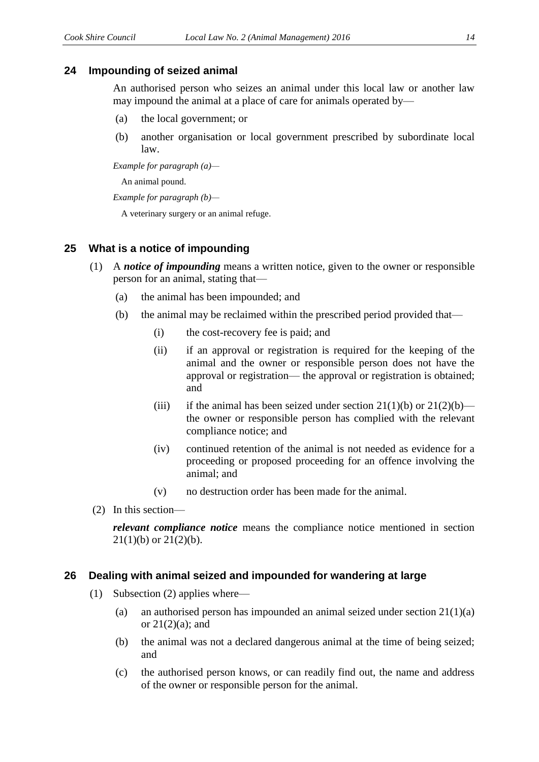## 24 Impounding of seized animal

An authorised person who seizes an animal under this local law or another law may impound the animal at a place of care for animals operated by—

(a) the local government; or

(b) another organisation or local government prescribed by subordinate local law.

*Example for paragraph (a)—*

An animal pound.

*Example for paragraph (b)—*

A veterinary surgery or an animal refuge.

## 25 What is a notice of impounding

(1) A ***notice of impounding*** means a written notice, given to the owner or responsible person for an animal, stating that—

(a) the animal has been impounded; and

(b) the animal may be reclaimed within the prescribed period provided that—

(i) the cost-recovery fee is paid; and

(ii) if an approval or registration is required for the keeping of the animal and the owner or responsible person does not have the approval or registration— the approval or registration is obtained; and

(iii) if the animal has been seized under section 21(1)(b) or 21(2)(b)—the owner or responsible person has complied with the relevant compliance notice; and

(iv) continued retention of the animal is not needed as evidence for a proceeding or proposed proceeding for an offence involving the animal; and

(v) no destruction order has been made for the animal.

(2) In this section—

***relevant compliance notice*** means the compliance notice mentioned in section 21(1)(b) or 21(2)(b).

## 26 Dealing with animal seized and impounded for wandering at large

(1) Subsection (2) applies where—

(a) an authorised person has impounded an animal seized under section 21(1)(a) or 21(2)(a); and

(b) the animal was not a declared dangerous animal at the time of being seized; and

(c) the authorised person knows, or can readily find out, the name and address of the owner or responsible person for the animal.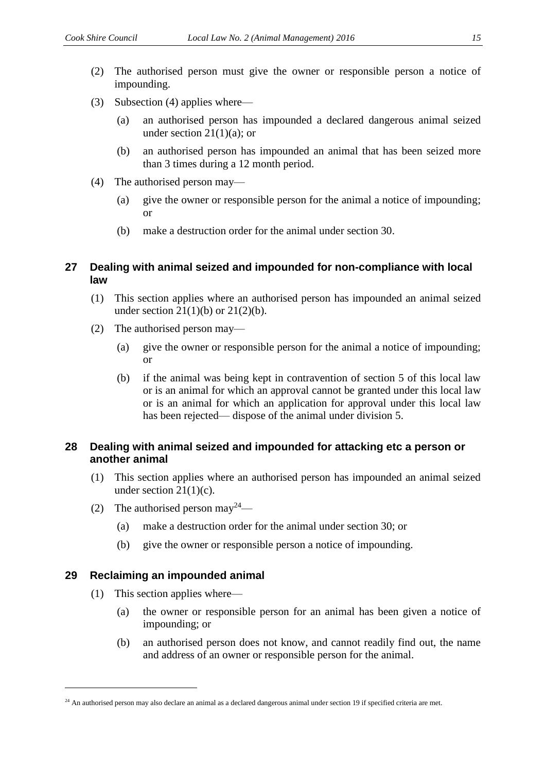(2) The authorised person must give the owner or responsible person a notice of impounding.

(3) Subsection (4) applies where—

(a) an authorised person has impounded a declared dangerous animal seized under section 21(1)(a); or

(b) an authorised person has impounded an animal that has been seized more than 3 times during a 12 month period.

(4) The authorised person may—

(a) give the owner or responsible person for the animal a notice of impounding; or

(b) make a destruction order for the animal under section 30.

## 27 Dealing with animal seized and impounded for non-compliance with local law

(1) This section applies where an authorised person has impounded an animal seized under section 21(1)(b) or 21(2)(b).

(2) The authorised person may—

(a) give the owner or responsible person for the animal a notice of impounding; or

(b) if the animal was being kept in contravention of section 5 of this local law or is an animal for which an approval cannot be granted under this local law or is an animal for which an application for approval under this local law has been rejected— dispose of the animal under division 5.

## 28 Dealing with animal seized and impounded for attacking etc a person or another animal

(1) This section applies where an authorised person has impounded an animal seized under section 21(1)(c).

(2) The authorised person may[24]—

(a) make a destruction order for the animal under section 30; or

(b) give the owner or responsible person a notice of impounding.

## 29 Reclaiming an impounded animal

(1) This section applies where—

(a) the owner or responsible person for an animal has been given a notice of impounding; or

(b) an authorised person does not know, and cannot readily find out, the name and address of an owner or responsible person for the animal.

---

[24] An authorised person may also declare an animal as a declared dangerous animal under section 19 if specified criteria are met.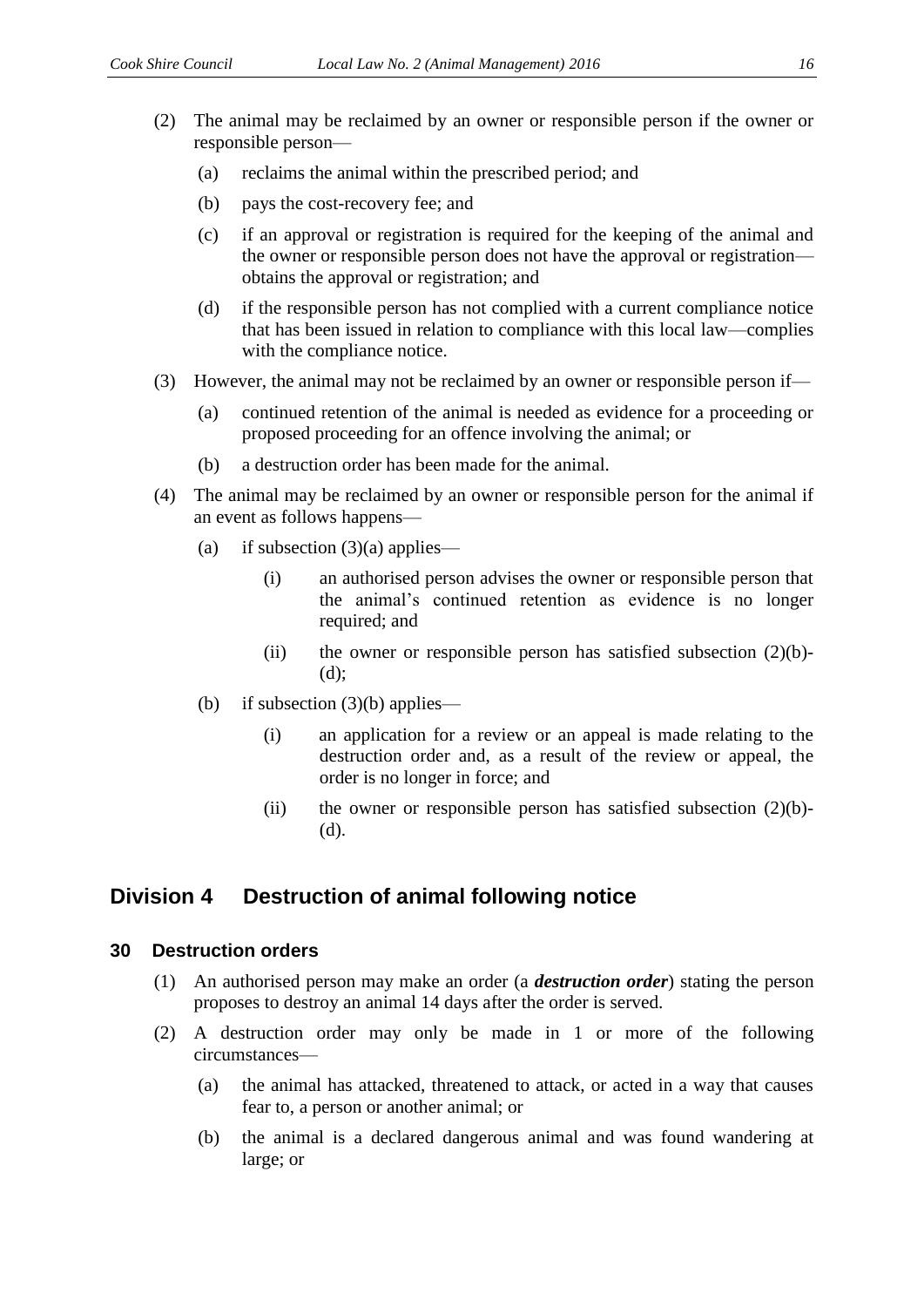(2) The animal may be reclaimed by an owner or responsible person if the owner or responsible person—

(a) reclaims the animal within the prescribed period; and

(b) pays the cost-recovery fee; and

(c) if an approval or registration is required for the keeping of the animal and the owner or responsible person does not have the approval or registration—obtains the approval or registration; and

(d) if the responsible person has not complied with a current compliance notice that has been issued in relation to compliance with this local law—complies with the compliance notice.

(3) However, the animal may not be reclaimed by an owner or responsible person if—

(a) continued retention of the animal is needed as evidence for a proceeding or proposed proceeding for an offence involving the animal; or

(b) a destruction order has been made for the animal.

(4) The animal may be reclaimed by an owner or responsible person for the animal if an event as follows happens—

(a) if subsection (3)(a) applies—

(i) an authorised person advises the owner or responsible person that the animal's continued retention as evidence is no longer required; and

(ii) the owner or responsible person has satisfied subsection (2)(b)-(d);

(b) if subsection (3)(b) applies—

(i) an application for a review or an appeal is made relating to the destruction order and, as a result of the review or appeal, the order is no longer in force; and

(ii) the owner or responsible person has satisfied subsection (2)(b)-(d).

## Division 4 Destruction of animal following notice

### 30 Destruction orders

(1) An authorised person may make an order (a ***destruction order***) stating the person proposes to destroy an animal 14 days after the order is served.

(2) A destruction order may only be made in 1 or more of the following circumstances—

(a) the animal has attacked, threatened to attack, or acted in a way that causes fear to, a person or another animal; or

(b) the animal is a declared dangerous animal and was found wandering at large; or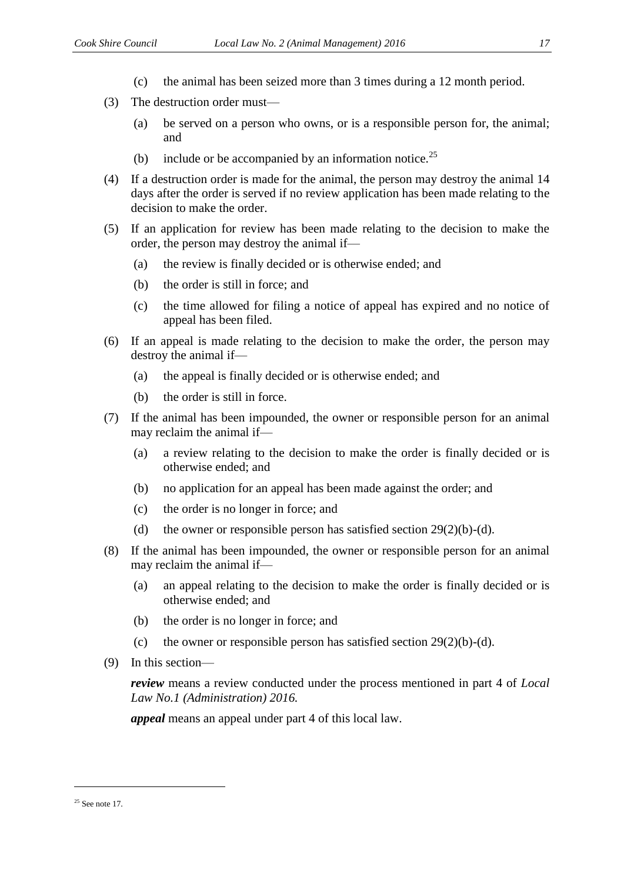(c) the animal has been seized more than 3 times during a 12 month period.

(3) The destruction order must—

(a) be served on a person who owns, or is a responsible person for, the animal; and

(b) include or be accompanied by an information notice.[25]

(4) If a destruction order is made for the animal, the person may destroy the animal 14 days after the order is served if no review application has been made relating to the decision to make the order.

(5) If an application for review has been made relating to the decision to make the order, the person may destroy the animal if—

(a) the review is finally decided or is otherwise ended; and

(b) the order is still in force; and

(c) the time allowed for filing a notice of appeal has expired and no notice of appeal has been filed.

(6) If an appeal is made relating to the decision to make the order, the person may destroy the animal if—

(a) the appeal is finally decided or is otherwise ended; and

(b) the order is still in force.

(7) If the animal has been impounded, the owner or responsible person for an animal may reclaim the animal if—

(a) a review relating to the decision to make the order is finally decided or is otherwise ended; and

(b) no application for an appeal has been made against the order; and

(c) the order is no longer in force; and

(d) the owner or responsible person has satisfied section 29(2)(b)-(d).

(8) If the animal has been impounded, the owner or responsible person for an animal may reclaim the animal if—

(a) an appeal relating to the decision to make the order is finally decided or is otherwise ended; and

(b) the order is no longer in force; and

(c) the owner or responsible person has satisfied section 29(2)(b)-(d).

(9) In this section—

***review*** means a review conducted under the process mentioned in part 4 of *Local Law No.1 (Administration) 2016.*

***appeal*** means an appeal under part 4 of this local law.

---

[25] See note 17.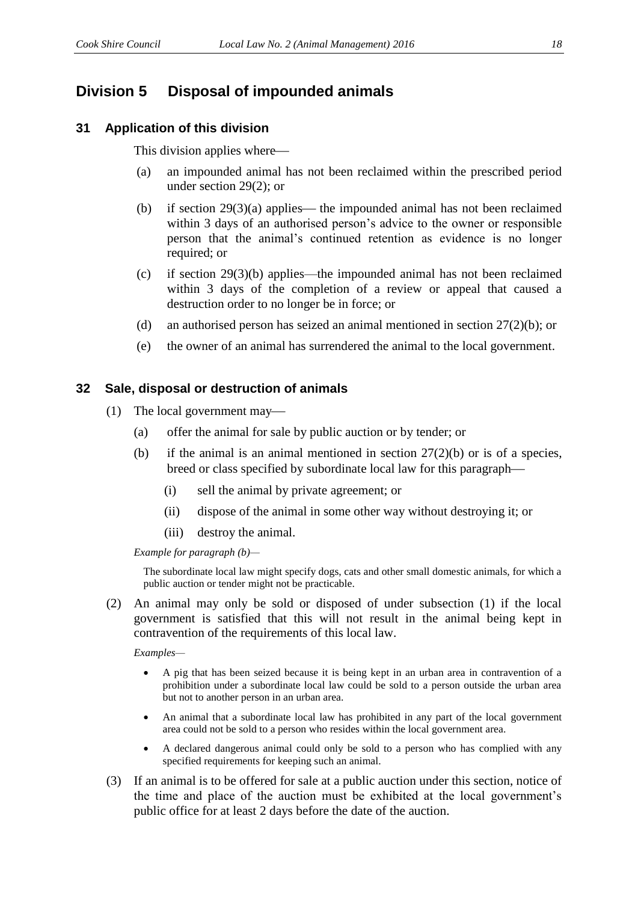## Division 5 Disposal of impounded animals

### 31 Application of this division

This division applies where—

(a) an impounded animal has not been reclaimed within the prescribed period under section 29(2); or

(b) if section 29(3)(a) applies— the impounded animal has not been reclaimed within 3 days of an authorised person's advice to the owner or responsible person that the animal's continued retention as evidence is no longer required; or

(c) if section 29(3)(b) applies—the impounded animal has not been reclaimed within 3 days of the completion of a review or appeal that caused a destruction order to no longer be in force; or

(d) an authorised person has seized an animal mentioned in section 27(2)(b); or

(e) the owner of an animal has surrendered the animal to the local government.

### 32 Sale, disposal or destruction of animals

(1) The local government may—

(a) offer the animal for sale by public auction or by tender; or

(b) if the animal is an animal mentioned in section 27(2)(b) or is of a species, breed or class specified by subordinate local law for this paragraph—

(i) sell the animal by private agreement; or

(ii) dispose of the animal in some other way without destroying it; or

(iii) destroy the animal.

*Example for paragraph (b)—*

The subordinate local law might specify dogs, cats and other small domestic animals, for which a public auction or tender might not be practicable.

(2) An animal may only be sold or disposed of under subsection (1) if the local government is satisfied that this will not result in the animal being kept in contravention of the requirements of this local law.

*Examples—*

- A pig that has been seized because it is being kept in an urban area in contravention of a prohibition under a subordinate local law could be sold to a person outside the urban area but not to another person in an urban area.
- An animal that a subordinate local law has prohibited in any part of the local government area could not be sold to a person who resides within the local government area.
- A declared dangerous animal could only be sold to a person who has complied with any specified requirements for keeping such an animal.

(3) If an animal is to be offered for sale at a public auction under this section, notice of the time and place of the auction must be exhibited at the local government's public office for at least 2 days before the date of the auction.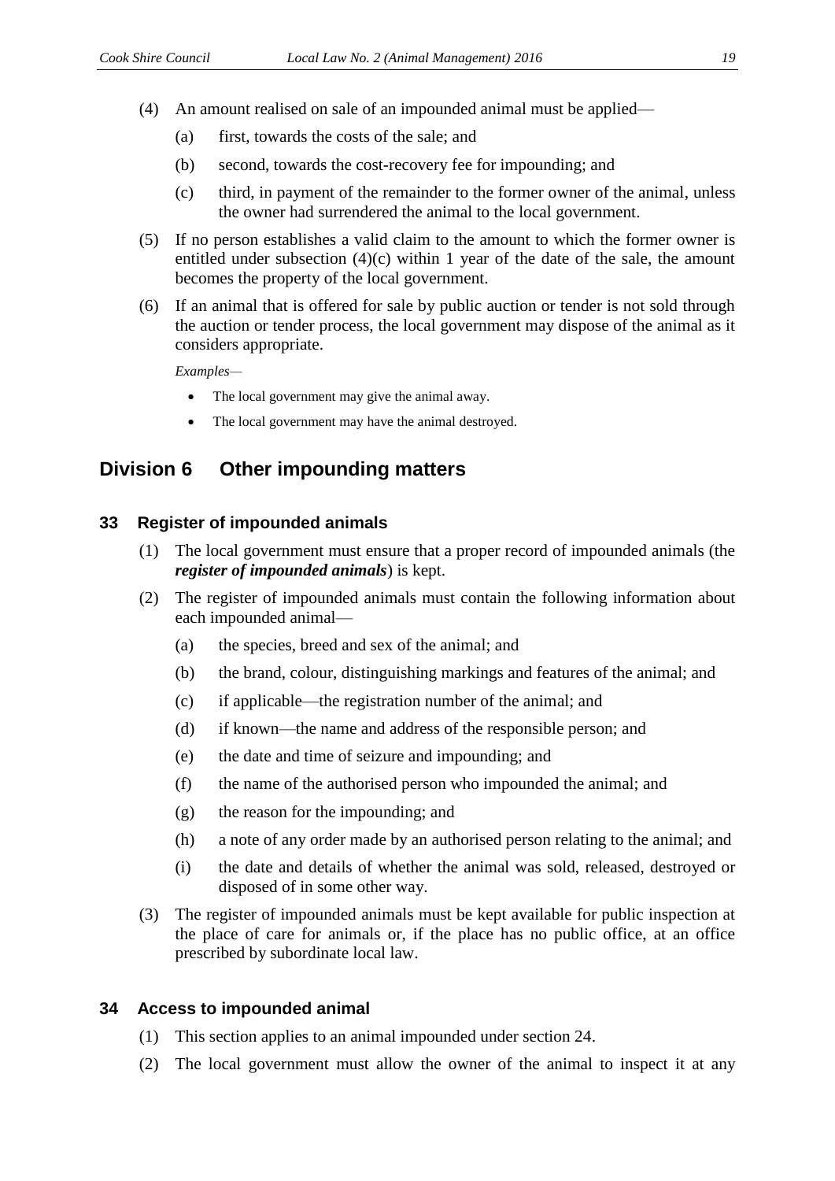(4) An amount realised on sale of an impounded animal must be applied—

(a) first, towards the costs of the sale; and

(b) second, towards the cost-recovery fee for impounding; and

(c) third, in payment of the remainder to the former owner of the animal, unless the owner had surrendered the animal to the local government.

(5) If no person establishes a valid claim to the amount to which the former owner is entitled under subsection (4)(c) within 1 year of the date of the sale, the amount becomes the property of the local government.

(6) If an animal that is offered for sale by public auction or tender is not sold through the auction or tender process, the local government may dispose of the animal as it considers appropriate.

*Examples—*

- The local government may give the animal away.
- The local government may have the animal destroyed.

## Division 6 Other impounding matters

### 33 Register of impounded animals

(1) The local government must ensure that a proper record of impounded animals (the ***register of impounded animals***) is kept.

(2) The register of impounded animals must contain the following information about each impounded animal—

(a) the species, breed and sex of the animal; and

(b) the brand, colour, distinguishing markings and features of the animal; and

(c) if applicable—the registration number of the animal; and

(d) if known—the name and address of the responsible person; and

(e) the date and time of seizure and impounding; and

(f) the name of the authorised person who impounded the animal; and

(g) the reason for the impounding; and

(h) a note of any order made by an authorised person relating to the animal; and

(i) the date and details of whether the animal was sold, released, destroyed or disposed of in some other way.

(3) The register of impounded animals must be kept available for public inspection at the place of care for animals or, if the place has no public office, at an office prescribed by subordinate local law.

### 34 Access to impounded animal

(1) This section applies to an animal impounded under section 24.

(2) The local government must allow the owner of the animal to inspect it at any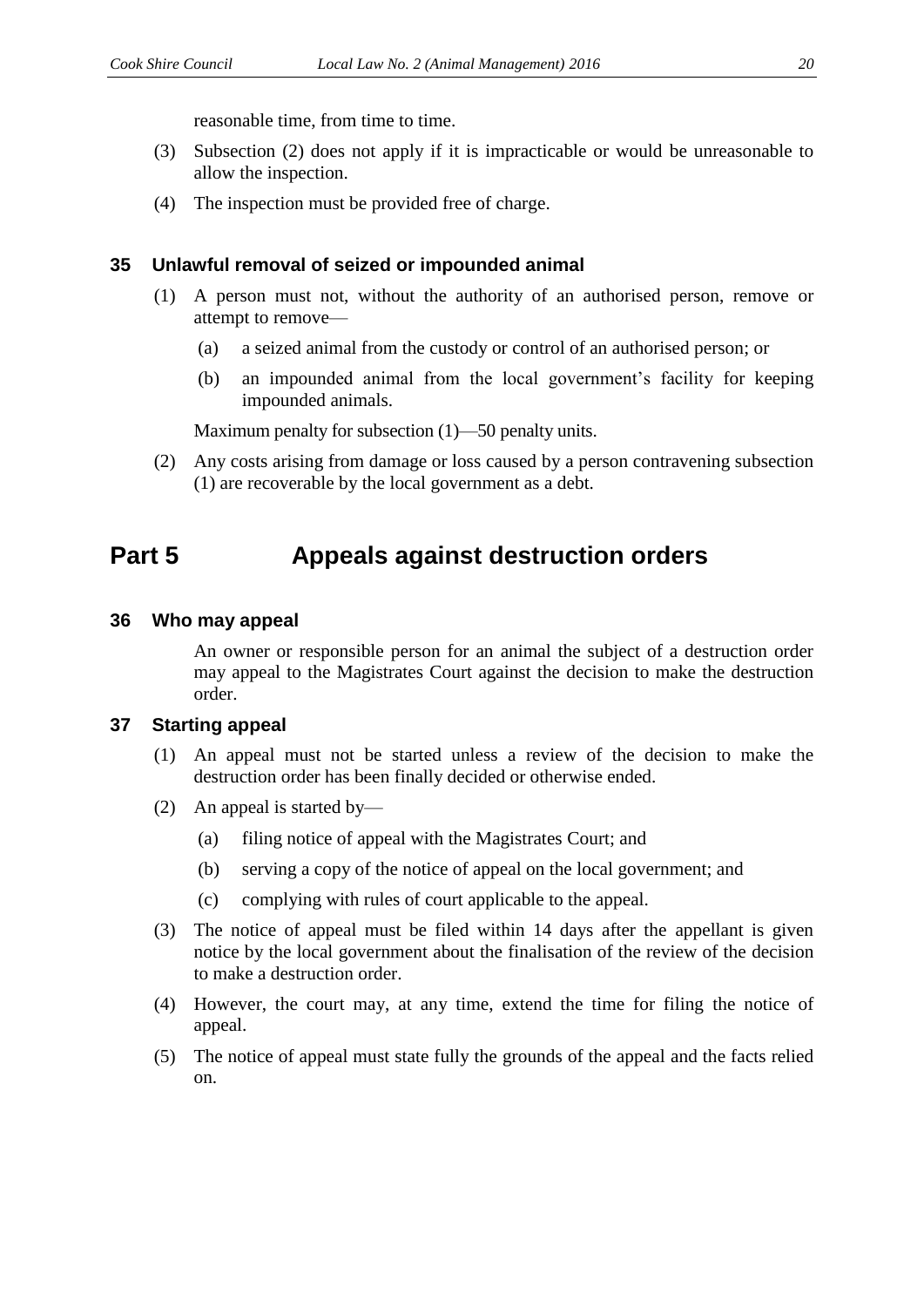reasonable time, from time to time.

(3) Subsection (2) does not apply if it is impracticable or would be unreasonable to allow the inspection.

(4) The inspection must be provided free of charge.

### 35 Unlawful removal of seized or impounded animal

(1) A person must not, without the authority of an authorised person, remove or attempt to remove—

(a) a seized animal from the custody or control of an authorised person; or

(b) an impounded animal from the local government's facility for keeping impounded animals.

Maximum penalty for subsection (1)—50 penalty units.

(2) Any costs arising from damage or loss caused by a person contravening subsection (1) are recoverable by the local government as a debt.

## Part 5 Appeals against destruction orders

### 36 Who may appeal

An owner or responsible person for an animal the subject of a destruction order may appeal to the Magistrates Court against the decision to make the destruction order.

### 37 Starting appeal

(1) An appeal must not be started unless a review of the decision to make the destruction order has been finally decided or otherwise ended.

(2) An appeal is started by—

(a) filing notice of appeal with the Magistrates Court; and

(b) serving a copy of the notice of appeal on the local government; and

(c) complying with rules of court applicable to the appeal.

(3) The notice of appeal must be filed within 14 days after the appellant is given notice by the local government about the finalisation of the review of the decision to make a destruction order.

(4) However, the court may, at any time, extend the time for filing the notice of appeal.

(5) The notice of appeal must state fully the grounds of the appeal and the facts relied on.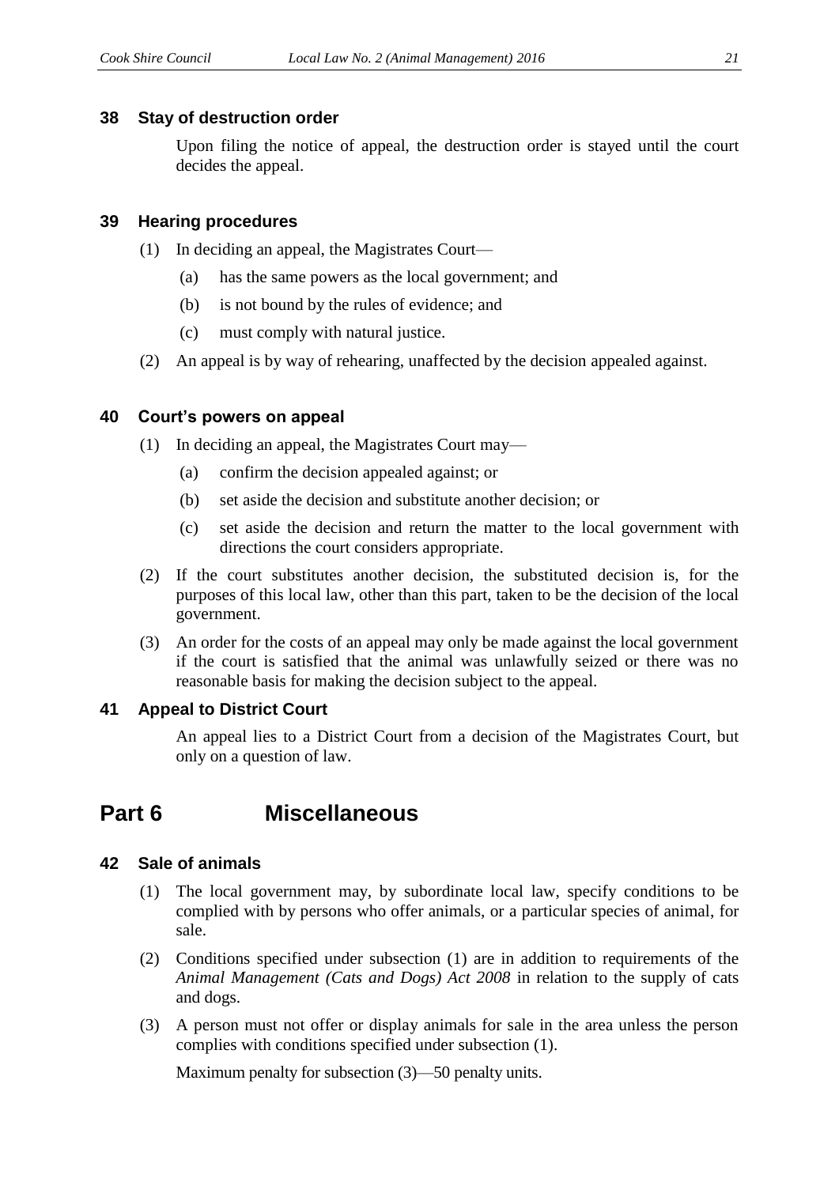### 38 Stay of destruction order

Upon filing the notice of appeal, the destruction order is stayed until the court decides the appeal.

### 39 Hearing procedures

(1) In deciding an appeal, the Magistrates Court—

(a) has the same powers as the local government; and

(b) is not bound by the rules of evidence; and

(c) must comply with natural justice.

(2) An appeal is by way of rehearing, unaffected by the decision appealed against.

### 40 Court's powers on appeal

(1) In deciding an appeal, the Magistrates Court may—

(a) confirm the decision appealed against; or

(b) set aside the decision and substitute another decision; or

(c) set aside the decision and return the matter to the local government with directions the court considers appropriate.

(2) If the court substitutes another decision, the substituted decision is, for the purposes of this local law, other than this part, taken to be the decision of the local government.

(3) An order for the costs of an appeal may only be made against the local government if the court is satisfied that the animal was unlawfully seized or there was no reasonable basis for making the decision subject to the appeal.

### 41 Appeal to District Court

An appeal lies to a District Court from a decision of the Magistrates Court, but only on a question of law.

## Part 6 Miscellaneous

### 42 Sale of animals

(1) The local government may, by subordinate local law, specify conditions to be complied with by persons who offer animals, or a particular species of animal, for sale.

(2) Conditions specified under subsection (1) are in addition to requirements of the *Animal Management (Cats and Dogs) Act 2008* in relation to the supply of cats and dogs.

(3) A person must not offer or display animals for sale in the area unless the person complies with conditions specified under subsection (1).

Maximum penalty for subsection (3)—50 penalty units.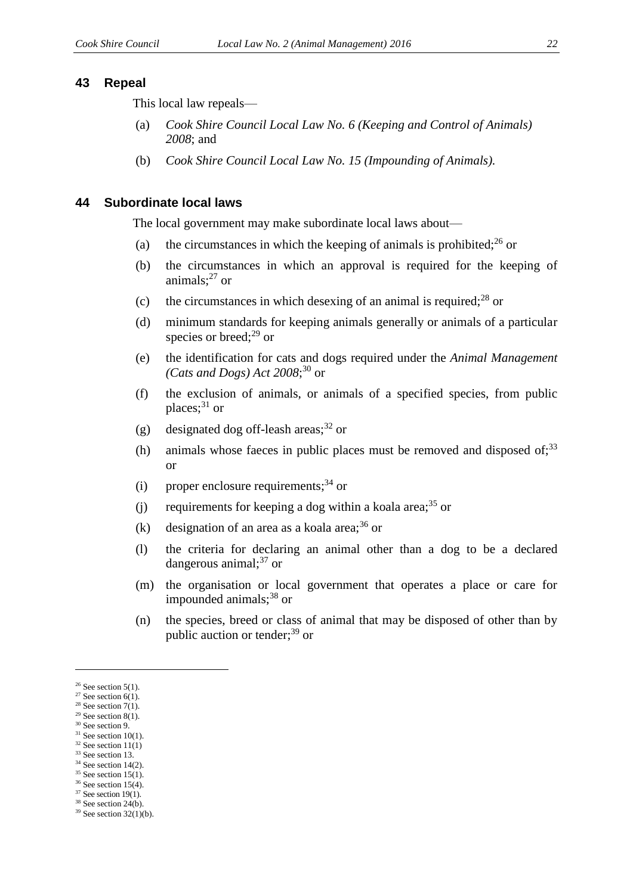## 43 Repeal

This local law repeals—

(a) *Cook Shire Council Local Law No. 6 (Keeping and Control of Animals) 2008*; and

(b) *Cook Shire Council Local Law No. 15 (Impounding of Animals).*

## 44 Subordinate local laws

The local government may make subordinate local laws about—

(a) the circumstances in which the keeping of animals is prohibited;[26] or

(b) the circumstances in which an approval is required for the keeping of animals;[27] or

(c) the circumstances in which desexing of an animal is required;[28] or

(d) minimum standards for keeping animals generally or animals of a particular species or breed;[29] or

(e) the identification for cats and dogs required under the *Animal Management (Cats and Dogs) Act 2008*;[30] or

(f) the exclusion of animals, or animals of a specified species, from public places;[31] or

(g) designated dog off-leash areas;[32] or

(h) animals whose faeces in public places must be removed and disposed of;[33] or

(i) proper enclosure requirements;[34] or

(j) requirements for keeping a dog within a koala area;[35] or

(k) designation of an area as a koala area;[36] or

(l) the criteria for declaring an animal other than a dog to be a declared dangerous animal;[37] or

(m) the organisation or local government that operates a place or care for impounded animals;[38] or

(n) the species, breed or class of animal that may be disposed of other than by public auction or tender;[39] or

---

[26] See section 5(1).
[27] See section 6(1).
[28] See section 7(1).
[29] See section 8(1).
[30] See section 9.
[31] See section 10(1).
[32] See section 11(1)
[33] See section 13.
[34] See section 14(2).
[35] See section 15(1).
[36] See section 15(4).
[37] See section 19(1).
[38] See section 24(b).
[39] See section 32(1)(b).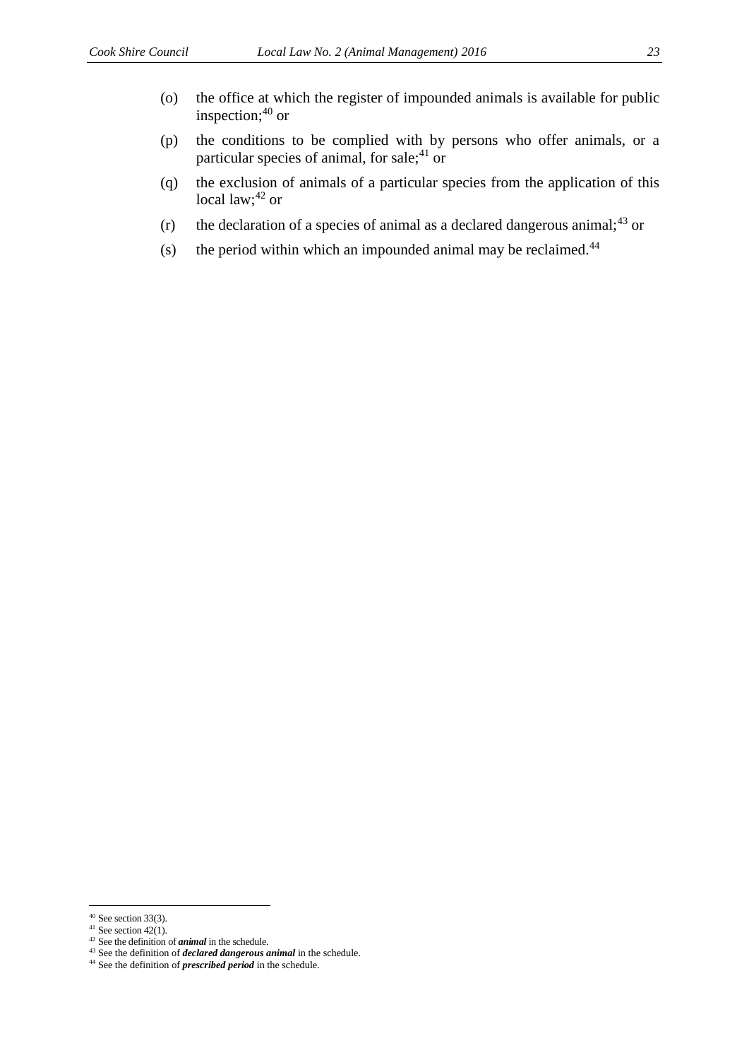(o) the office at which the register of impounded animals is available for public inspection;[40] or

(p) the conditions to be complied with by persons who offer animals, or a particular species of animal, for sale;[41] or

(q) the exclusion of animals of a particular species from the application of this local law;[42] or

(r) the declaration of a species of animal as a declared dangerous animal;[43] or

(s) the period within which an impounded animal may be reclaimed.[44]

---

[40] See section 33(3).
[41] See section 42(1).
[42] See the definition of ***animal*** in the schedule.
[43] See the definition of ***declared dangerous animal*** in the schedule.
[44] See the definition of ***prescribed period*** in the schedule.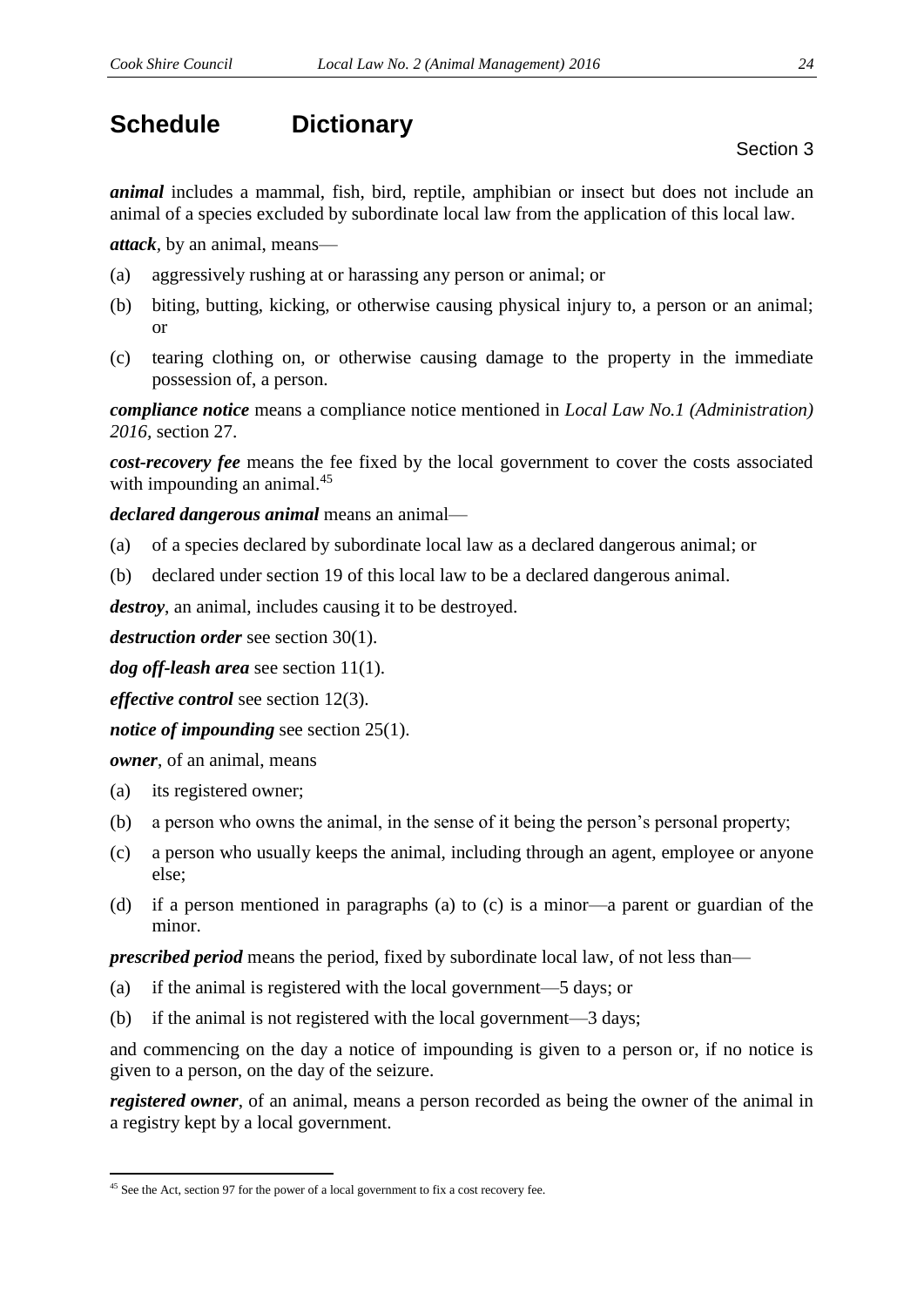# Schedule Dictionary

Section 3

***animal*** includes a mammal, fish, bird, reptile, amphibian or insect but does not include an animal of a species excluded by subordinate local law from the application of this local law.

***attack***, by an animal, means—

(a) aggressively rushing at or harassing any person or animal; or

(b) biting, butting, kicking, or otherwise causing physical injury to, a person or an animal; or

(c) tearing clothing on, or otherwise causing damage to the property in the immediate possession of, a person.

***compliance notice*** means a compliance notice mentioned in *Local Law No.1 (Administration) 2016*, section 27.

***cost-recovery fee*** means the fee fixed by the local government to cover the costs associated with impounding an animal.[45]

***declared dangerous animal*** means an animal—

(a) of a species declared by subordinate local law as a declared dangerous animal; or

(b) declared under section 19 of this local law to be a declared dangerous animal.

***destroy***, an animal, includes causing it to be destroyed.

***destruction order*** see section 30(1).

***dog off-leash area*** see section 11(1).

***effective control*** see section 12(3).

***notice of impounding*** see section 25(1).

***owner***, of an animal, means

(a) its registered owner;

(b) a person who owns the animal, in the sense of it being the person's personal property;

(c) a person who usually keeps the animal, including through an agent, employee or anyone else;

(d) if a person mentioned in paragraphs (a) to (c) is a minor—a parent or guardian of the minor.

***prescribed period*** means the period, fixed by subordinate local law, of not less than—

(a) if the animal is registered with the local government—5 days; or

(b) if the animal is not registered with the local government—3 days;

and commencing on the day a notice of impounding is given to a person or, if no notice is given to a person, on the day of the seizure.

***registered owner***, of an animal, means a person recorded as being the owner of the animal in a registry kept by a local government.

---

[45] See the Act, section 97 for the power of a local government to fix a cost recovery fee.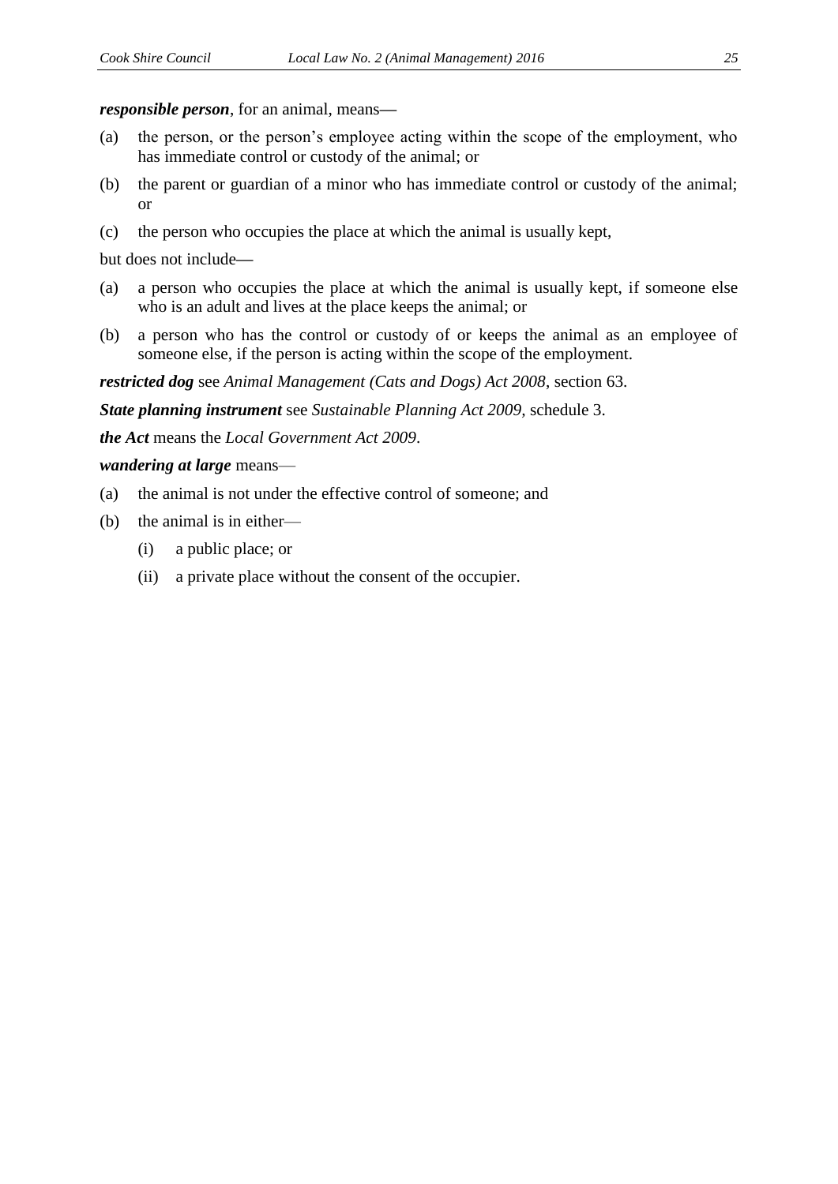***responsible person***, for an animal, means—

(a) the person, or the person's employee acting within the scope of the employment, who has immediate control or custody of the animal; or

(b) the parent or guardian of a minor who has immediate control or custody of the animal; or

(c) the person who occupies the place at which the animal is usually kept,

but does not include—

(a) a person who occupies the place at which the animal is usually kept, if someone else who is an adult and lives at the place keeps the animal; or

(b) a person who has the control or custody of or keeps the animal as an employee of someone else, if the person is acting within the scope of the employment.

***restricted dog*** see *Animal Management (Cats and Dogs) Act 2008*, section 63.

***State planning instrument*** see *Sustainable Planning Act 2009,* schedule 3.

***the Act*** means the *Local Government Act 2009*.

***wandering at large*** means—

(a) the animal is not under the effective control of someone; and

(b) the animal is in either—

  (i) a public place; or

  (ii) a private place without the consent of the occupier.